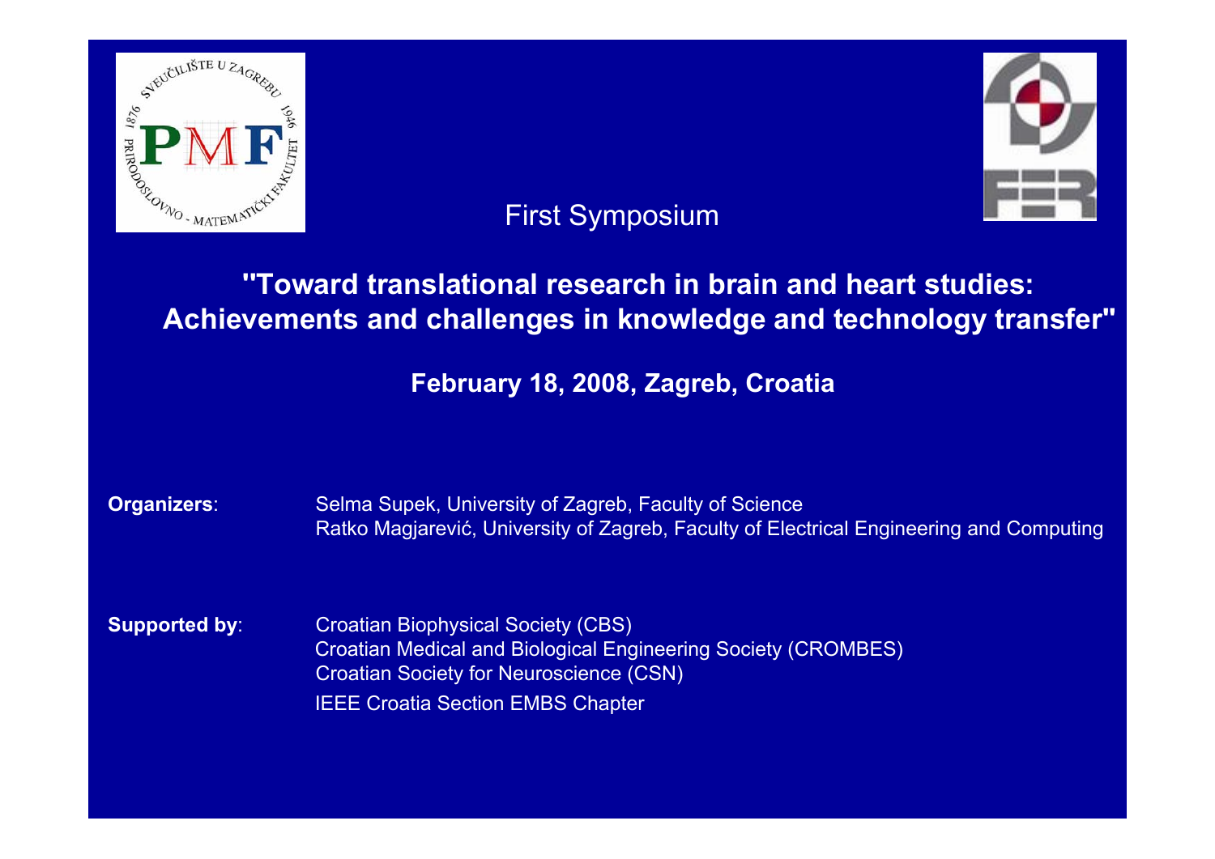First Symposium

# "Toward translational research in brain and heart studies: Achievements and challenges in knowledge and technology transfer"

**February 18, 2008, Zagreb, Croatia**

**Organizers**:
Selma Supek, University of Zagreb, Faculty of Science
Ratko Magjarević, University of Zagreb, Faculty of Electrical Engineering and Computing

**Supported by**:
Croatian Biophysical Society (CBS)
Croatian Medical and Biological Engineering Society (CROMBES)
Croatian Society for Neuroscience (CSN)
IEEE Croatia Section EMBS Chapter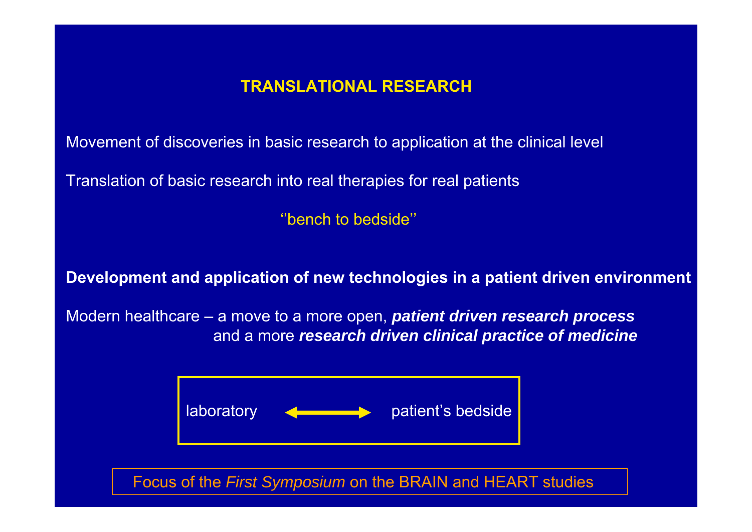# TRANSLATIONAL RESEARCH

Movement of discoveries in basic research to application at the clinical level

Translation of basic research into real therapies for real patients

''bench to bedside''

**Development and application of new technologies in a patient driven environment**

Modern healthcare – a move to a more open, ***patient driven research process*** and a more ***research driven clinical practice of medicine***

laboratory ⟷ patient's bedside

Focus of the *First Symposium* on the BRAIN and HEART studies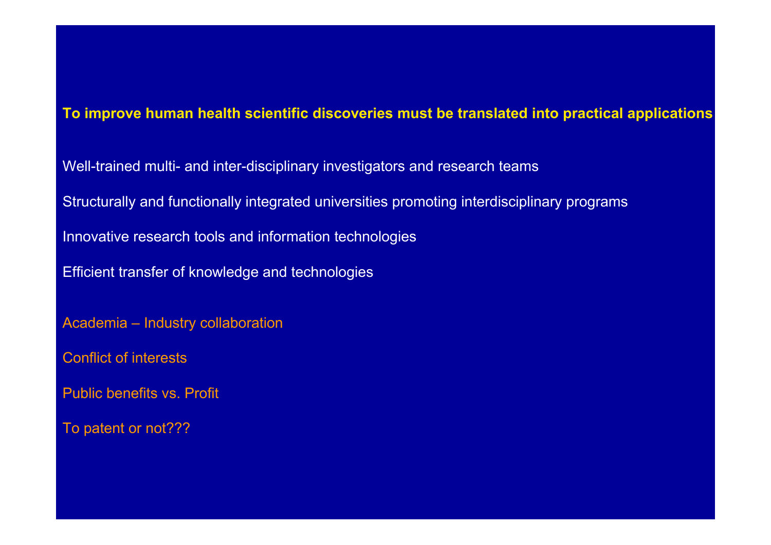**To improve human health scientific discoveries must be translated into practical applications**

Well-trained multi- and inter-disciplinary investigators and research teams

Structurally and functionally integrated universities promoting interdisciplinary programs

Innovative research tools and information technologies

Efficient transfer of knowledge and technologies

Academia – Industry collaboration

Conflict of interests

Public benefits vs. Profit

To patent or not???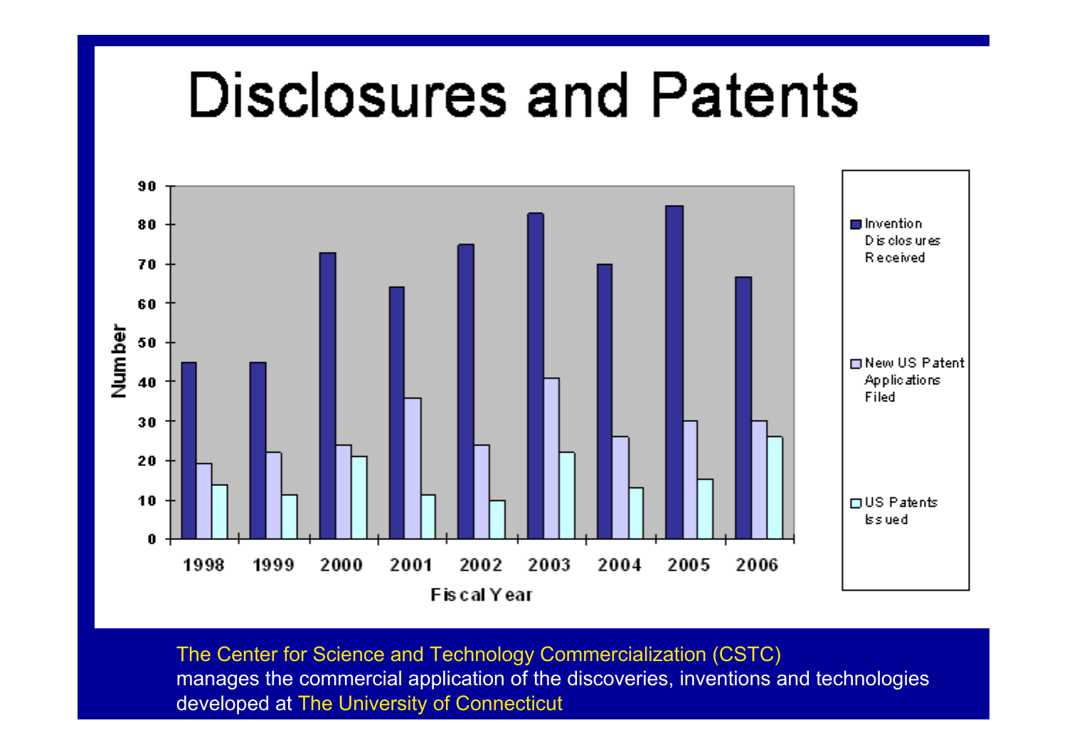# Disclosures and Patents

| Fiscal Year | Invention Disclosures Received | New US Patent Applications Filed | US Patents Issued |
|---|---|---|---|
| 1998 | 45 | 19 | 14 |
| 1999 | 45 | 22 | 11 |
| 2000 | 73 | 24 | 21 |
| 2001 | 64 | 36 | 11 |
| 2002 | 75 | 24 | 10 |
| 2003 | 83 | 41 | 22 |
| 2004 | 70 | 26 | 13 |
| 2005 | 85 | 30 | 15 |
| 2006 | 67 | 30 | 26 |

The Center for Science and Technology Commercialization (CSTC) manages the commercial application of the discoveries, inventions and technologies developed at The University of Connecticut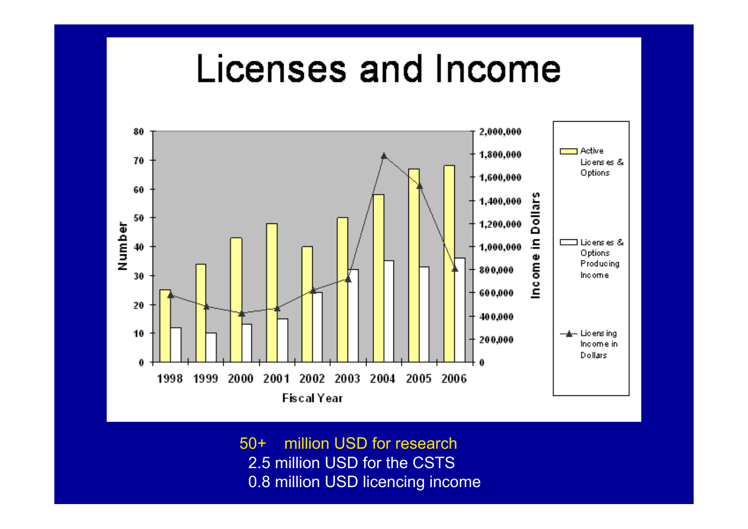# Licenses and Income

50+ million USD for research

2.5 million USD for the CSTS

0.8 million USD licencing income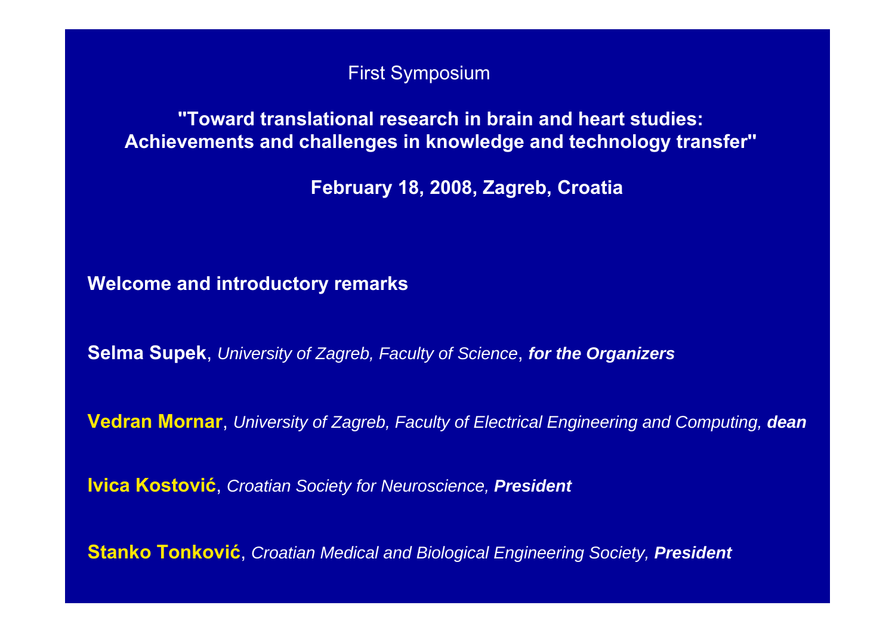First Symposium

## "Toward translational research in brain and heart studies: Achievements and challenges in knowledge and technology transfer"

**February 18, 2008, Zagreb, Croatia**

**Welcome and introductory remarks**

**Selma Supek**, *University of Zagreb, Faculty of Science*, ***for the Organizers***

**Vedran Mornar**, *University of Zagreb, Faculty of Electrical Engineering and Computing,* ***dean***

**Ivica Kostović**, *Croatian Society for Neuroscience,* ***President***

**Stanko Tonković**, *Croatian Medical and Biological Engineering Society,* ***President***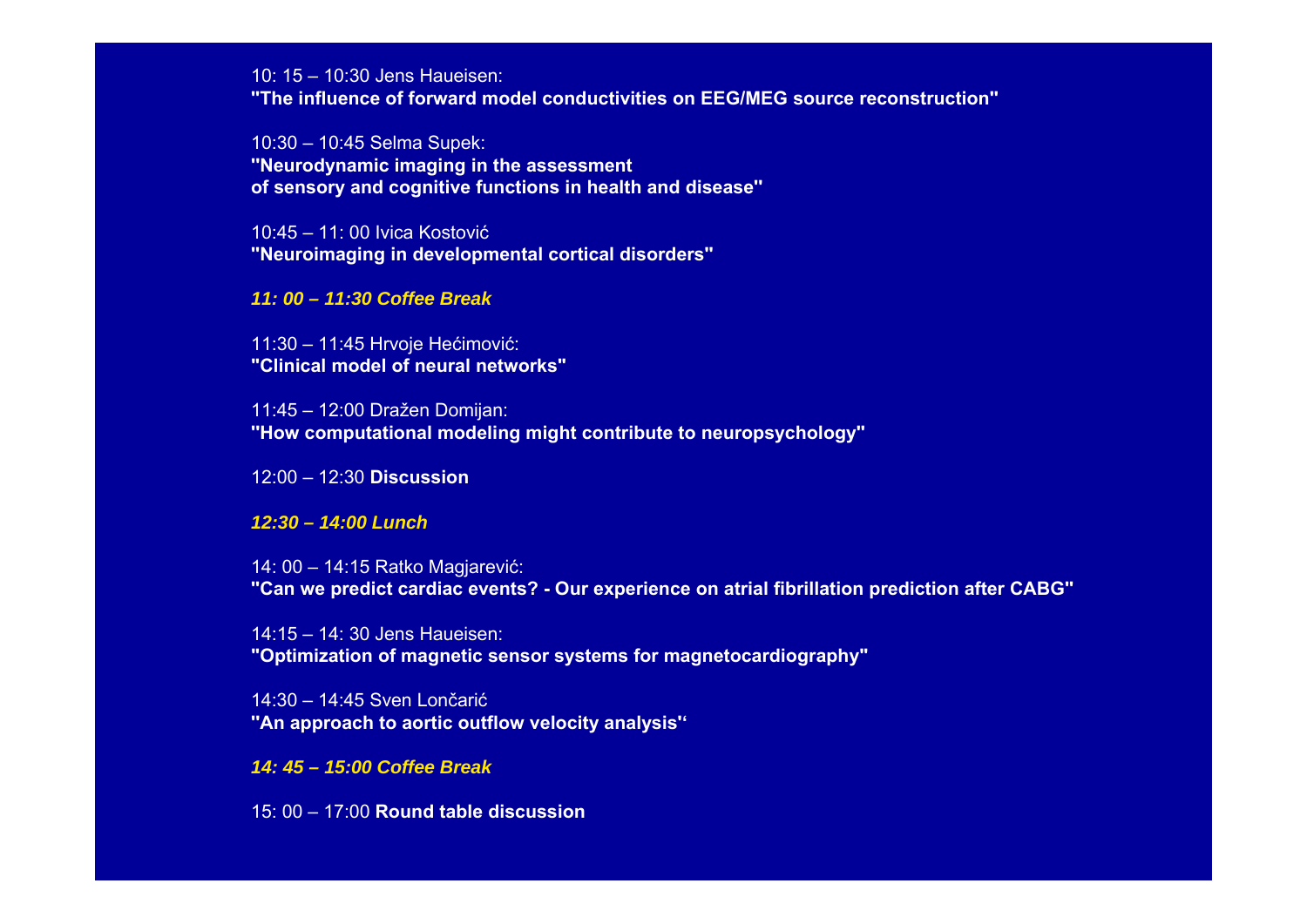10: 15 – 10:30 Jens Haueisen:
**"The influence of forward model conductivities on EEG/MEG source reconstruction"**

10:30 – 10:45 Selma Supek:
**"Neurodynamic imaging in the assessment of sensory and cognitive functions in health and disease"**

10:45 – 11: 00 Ivica Kostović
**"Neuroimaging in developmental cortical disorders"**

***11: 00 – 11:30 Coffee Break***

11:30 – 11:45 Hrvoje Hećimović:
**"Clinical model of neural networks"**

11:45 – 12:00 Dražen Domijan:
**"How computational modeling might contribute to neuropsychology"**

12:00 – 12:30 **Discussion**

***12:30 – 14:00 Lunch***

14: 00 – 14:15 Ratko Magjarević:
**"Can we predict cardiac events? - Our experience on atrial fibrillation prediction after CABG"**

14:15 – 14: 30 Jens Haueisen:
**"Optimization of magnetic sensor systems for magnetocardiography"**

14:30 – 14:45 Sven Lončarić
**"An approach to aortic outflow velocity analysis"**

***14: 45 – 15:00 Coffee Break***

15: 00 – 17:00 **Round table discussion**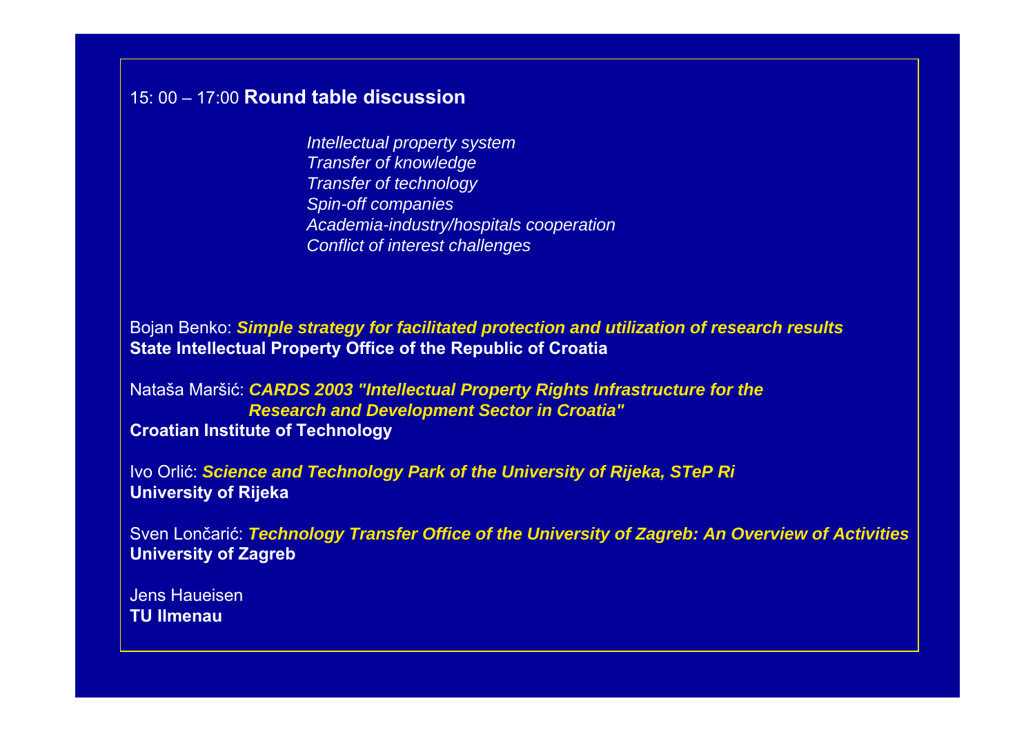15: 00 – 17:00 **Round table discussion**

*Intellectual property system*
*Transfer of knowledge*
*Transfer of technology*
*Spin-off companies*
*Academia-industry/hospitals cooperation*
*Conflict of interest challenges*

Bojan Benko: ***Simple strategy for facilitated protection and utilization of research results***
**State Intellectual Property Office of the Republic of Croatia**

Nataša Maršić: ***CARDS 2003 "Intellectual Property Rights Infrastructure for the Research and Development Sector in Croatia"***
**Croatian Institute of Technology**

Ivo Orlić: ***Science and Technology Park of the University of Rijeka, STeP Ri***
**University of Rijeka**

Sven Lončarić: ***Technology Transfer Office of the University of Zagreb: An Overview of Activities***
**University of Zagreb**

Jens Haueisen
**TU Ilmenau**